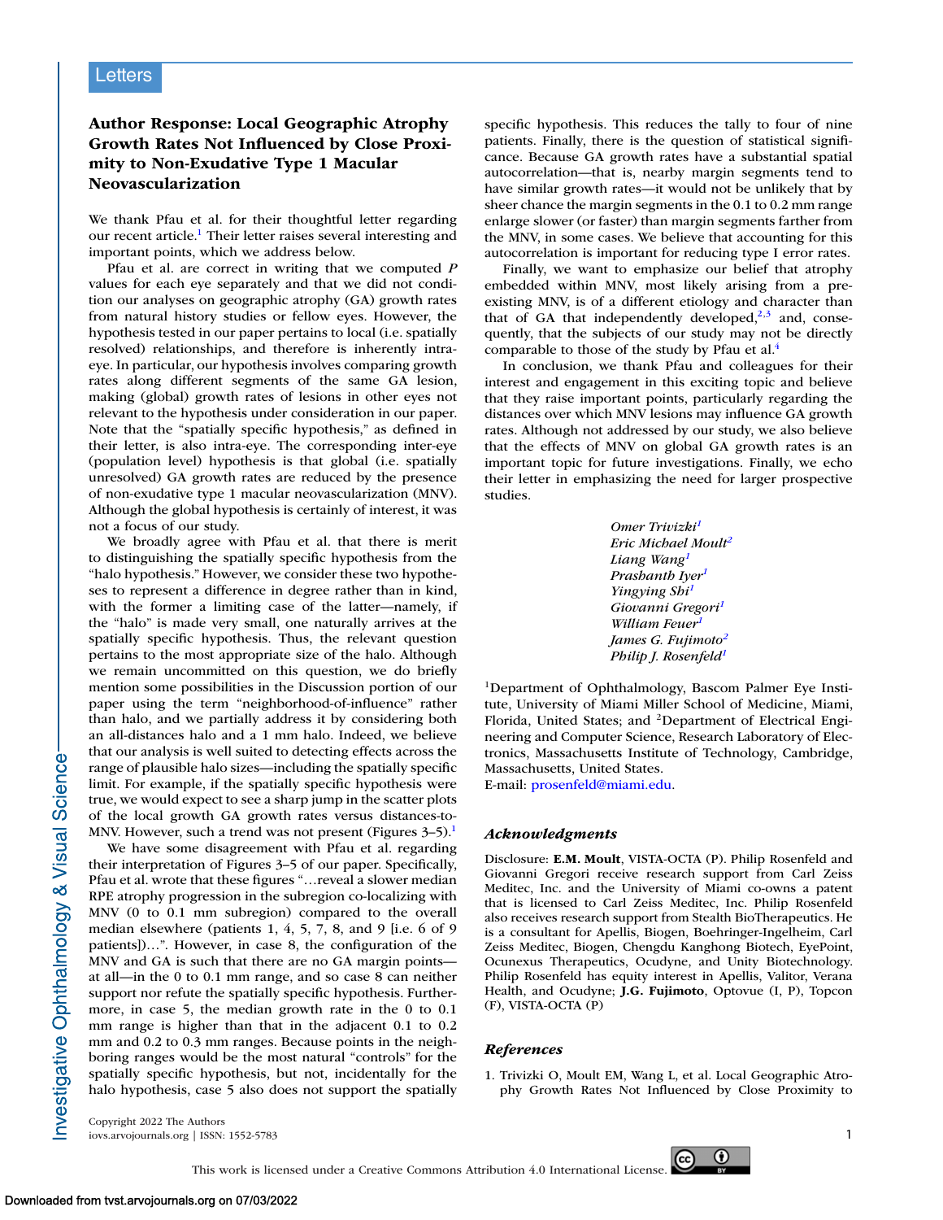Letters

# Author Response: Local Geographic Atrophy Growth Rates Not Influenced by Close Proximity to Non-Exudative Type 1 Macular Neovascularization

We thank Pfau et al. for their thoughtful letter regarding our recent article.[1] Their letter raises several interesting and important points, which we address below.

Pfau et al. are correct in writing that we computed *P* values for each eye separately and that we did not condition our analyses on geographic atrophy (GA) growth rates from natural history studies or fellow eyes. However, the hypothesis tested in our paper pertains to local (i.e. spatially resolved) relationships, and therefore is inherently intra-eye. In particular, our hypothesis involves comparing growth rates along different segments of the same GA lesion, making (global) growth rates of lesions in other eyes not relevant to the hypothesis under consideration in our paper. Note that the "spatially specific hypothesis," as defined in their letter, is also intra-eye. The corresponding inter-eye (population level) hypothesis is that global (i.e. spatially unresolved) GA growth rates are reduced by the presence of non-exudative type 1 macular neovascularization (MNV). Although the global hypothesis is certainly of interest, it was not a focus of our study.

We broadly agree with Pfau et al. that there is merit to distinguishing the spatially specific hypothesis from the "halo hypothesis." However, we consider these two hypotheses to represent a difference in degree rather than in kind, with the former a limiting case of the latter—namely, if the "halo" is made very small, one naturally arrives at the spatially specific hypothesis. Thus, the relevant question pertains to the most appropriate size of the halo. Although we remain uncommitted on this question, we do briefly mention some possibilities in the Discussion portion of our paper using the term "neighborhood-of-influence" rather than halo, and we partially address it by considering both an all-distances halo and a 1 mm halo. Indeed, we believe that our analysis is well suited to detecting effects across the range of plausible halo sizes—including the spatially specific limit. For example, if the spatially specific hypothesis were true, we would expect to see a sharp jump in the scatter plots of the local growth GA growth rates versus distances-to-MNV. However, such a trend was not present (Figures 3–5).[1]

We have some disagreement with Pfau et al. regarding their interpretation of Figures 3–5 of our paper. Specifically, Pfau et al. wrote that these figures "…reveal a slower median RPE atrophy progression in the subregion co-localizing with MNV (0 to 0.1 mm subregion) compared to the overall median elsewhere (patients 1, 4, 5, 7, 8, and 9 [i.e. 6 of 9 patients])…". However, in case 8, the configuration of the MNV and GA is such that there are no GA margin points—at all—in the 0 to 0.1 mm range, and so case 8 can neither support nor refute the spatially specific hypothesis. Furthermore, in case 5, the median growth rate in the 0 to 0.1 mm range is higher than that in the adjacent 0.1 to 0.2 mm and 0.2 to 0.3 mm ranges. Because points in the neighboring ranges would be the most natural "controls" for the spatially specific hypothesis, but not, incidentally for the halo hypothesis, case 5 also does not support the spatially specific hypothesis. This reduces the tally to four of nine patients. Finally, there is the question of statistical significance. Because GA growth rates have a substantial spatial autocorrelation—that is, nearby margin segments tend to have similar growth rates—it would not be unlikely that by sheer chance the margin segments in the 0.1 to 0.2 mm range enlarge slower (or faster) than margin segments farther from the MNV, in some cases. We believe that accounting for this autocorrelation is important for reducing type I error rates.

Finally, we want to emphasize our belief that atrophy embedded within MNV, most likely arising from a preexisting MNV, is of a different etiology and character than that of GA that independently developed,[2,3] and, consequently, that the subjects of our study may not be directly comparable to those of the study by Pfau et al.[4]

In conclusion, we thank Pfau and colleagues for their interest and engagement in this exciting topic and believe that they raise important points, particularly regarding the distances over which MNV lesions may influence GA growth rates. Although not addressed by our study, we also believe that the effects of MNV on global GA growth rates is an important topic for future investigations. Finally, we echo their letter in emphasizing the need for larger prospective studies.

*Omer Trivizki*[1]
*Eric Michael Moult*[2]
*Liang Wang*[1]
*Prashanth Iyer*[1]
*Yingying Shi*[1]
*Giovanni Gregori*[1]
*William Feuer*[1]
*James G. Fujimoto*[2]
*Philip J. Rosenfeld*[1]

[1]Department of Ophthalmology, Bascom Palmer Eye Institute, University of Miami Miller School of Medicine, Miami, Florida, United States; and [2]Department of Electrical Engineering and Computer Science, Research Laboratory of Electronics, Massachusetts Institute of Technology, Cambridge, Massachusetts, United States.
E-mail: prosenfeld@miami.edu.

### *Acknowledgments*

Disclosure: **E.M. Moult**, VISTA-OCTA (P). Philip Rosenfeld and Giovanni Gregori receive research support from Carl Zeiss Meditec, Inc. and the University of Miami co-owns a patent that is licensed to Carl Zeiss Meditec, Inc. Philip Rosenfeld also receives research support from Stealth BioTherapeutics. He is a consultant for Apellis, Biogen, Boehringer-Ingelheim, Carl Zeiss Meditec, Biogen, Chengdu Kanghong Biotech, EyePoint, Ocunexus Therapeutics, Ocudyne, and Unity Biotechnology. Philip Rosenfeld has equity interest in Apellis, Valitor, Verana Health, and Ocudyne; **J.G. Fujimoto**, Optovue (I, P), Topcon (F), VISTA-OCTA (P)

### *References*

1. Trivizki O, Moult EM, Wang L, et al. Local Geographic Atrophy Growth Rates Not Influenced by Close Proximity to

Copyright 2022 The Authors

This work is licensed under a Creative Commons Attribution 4.0 International License.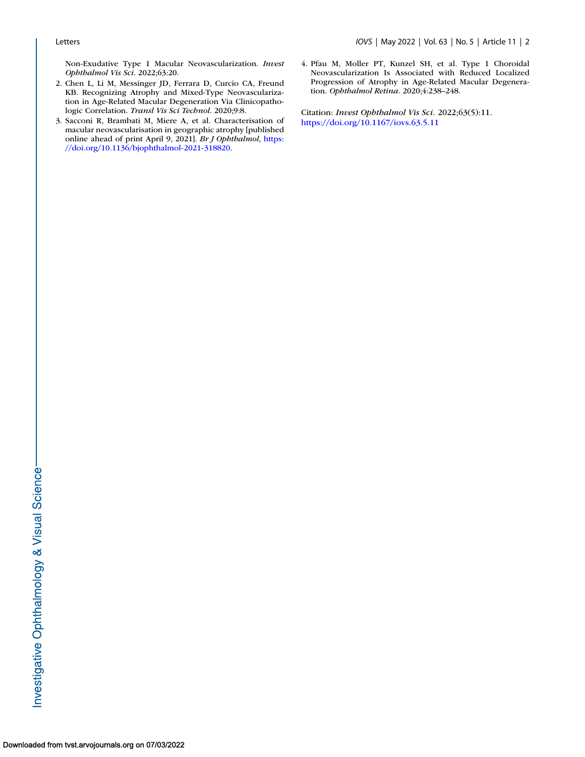Non-Exudative Type 1 Macular Neovascularization. *Invest Ophthalmol Vis Sci*. 2022;63:20.

2. Chen L, Li M, Messinger JD, Ferrara D, Curcio CA, Freund KB. Recognizing Atrophy and Mixed-Type Neovascularization in Age-Related Macular Degeneration Via Clinicopathologic Correlation. *Transl Vis Sci Technol*. 2020;9:8.
3. Sacconi R, Brambati M, Miere A, et al. Characterisation of macular neovascularisation in geographic atrophy [published online ahead of print April 9, 2021]. *Br J Ophthalmol*, https://doi.org/10.1136/bjophthalmol-2021-318820.
4. Pfau M, Moller PT, Kunzel SH, et al. Type 1 Choroidal Neovascularization Is Associated with Reduced Localized Progression of Atrophy in Age-Related Macular Degeneration. *Ophthalmol Retina*. 2020;4:238–248.

Citation: *Invest Ophthalmol Vis Sci*. 2022;63(5):11. https://doi.org/10.1167/iovs.63.5.11